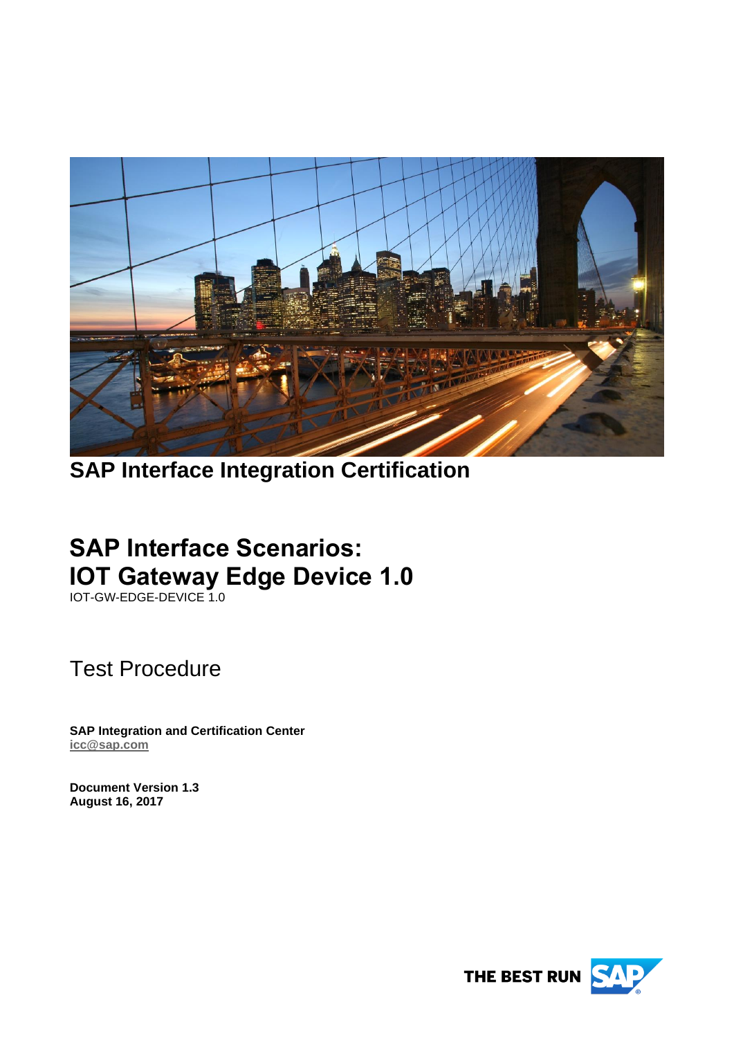**SAP Interface Integration Certification**

# SAP Interface Scenarios: IOT Gateway Edge Device 1.0

IOT-GW-EDGE-DEVICE 1.0

## Test Procedure

**SAP Integration and Certification Center**
**icc@sap.com**

**Document Version 1.3**
**August 16, 2017**

THE BEST RUN SAP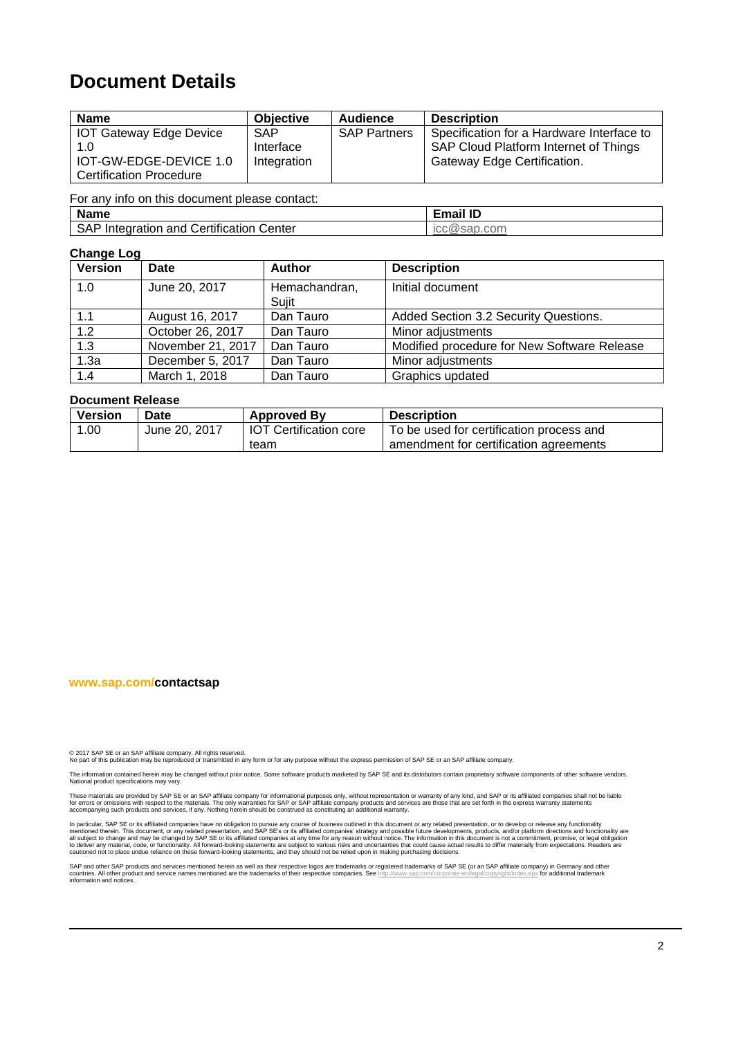# Document Details

| Name | Objective | Audience | Description |
|---|---|---|---|
| IOT Gateway Edge Device 1.0 IOT-GW-EDGE-DEVICE 1.0 Certification Procedure | SAP Interface Integration | SAP Partners | Specification for a Hardware Interface to SAP Cloud Platform Internet of Things Gateway Edge Certification. |

For any info on this document please contact:

| Name | Email ID |
|---|---|
| SAP Integration and Certification Center | icc@sap.com |

**Change Log**

| Version | Date | Author | Description |
|---|---|---|---|
| 1.0 | June 20, 2017 | Hemachandran, Sujit | Initial document |
| 1.1 | August 16, 2017 | Dan Tauro | Added Section 3.2 Security Questions. |
| 1.2 | October 26, 2017 | Dan Tauro | Minor adjustments |
| 1.3 | November 21, 2017 | Dan Tauro | Modified procedure for New Software Release |
| 1.3a | December 5, 2017 | Dan Tauro | Minor adjustments |
| 1.4 | March 1, 2018 | Dan Tauro | Graphics updated |

**Document Release**

| Version | Date | Approved By | Description |
|---|---|---|---|
| 1.00 | June 20, 2017 | IOT Certification core team | To be used for certification process and amendment for certification agreements |

**www.sap.com/contactsap**

© 2017 SAP SE or an SAP affiliate company. All rights reserved.
No part of this publication may be reproduced or transmitted in any form or for any purpose without the express permission of SAP SE or an SAP affiliate company.

The information contained herein may be changed without prior notice. Some software products marketed by SAP SE and its distributors contain proprietary software components of other software vendors. National product specifications may vary.

These materials are provided by SAP SE or an SAP affiliate company for informational purposes only, without representation or warranty of any kind, and SAP or its affiliated companies shall not be liable for errors or omissions with respect to the materials. The only warranties for SAP or SAP affiliate company products and services are those that are set forth in the express warranty statements accompanying such products and services, if any. Nothing herein should be construed as constituting an additional warranty.

In particular, SAP SE or its affiliated companies have no obligation to pursue any course of business outlined in this document or any related presentation, or to develop or release any functionality mentioned therein. This document, or any related presentation, and SAP SE's or its affiliated companies' strategy and possible future developments, products, and/or platform directions and functionality are all subject to change and may be changed by SAP SE or its affiliated companies at any time for any reason without notice. The information in this document is not a commitment, promise, or legal obligation to deliver any material, code, or functionality. All forward-looking statements are subject to various risks and uncertainties that could cause actual results to differ materially from expectations. Readers are cautioned not to place undue reliance on these forward-looking statements, and they should not be relied upon in making purchasing decisions.

SAP and other SAP products and services mentioned herein as well as their respective logos are trademarks or registered trademarks of SAP SE (or an SAP affiliate company) in Germany and other countries. All other product and service names mentioned are the trademarks of their respective companies. See http://www.sap.com/corporate-en/legal/copyright/index.epx for additional trademark information and notices.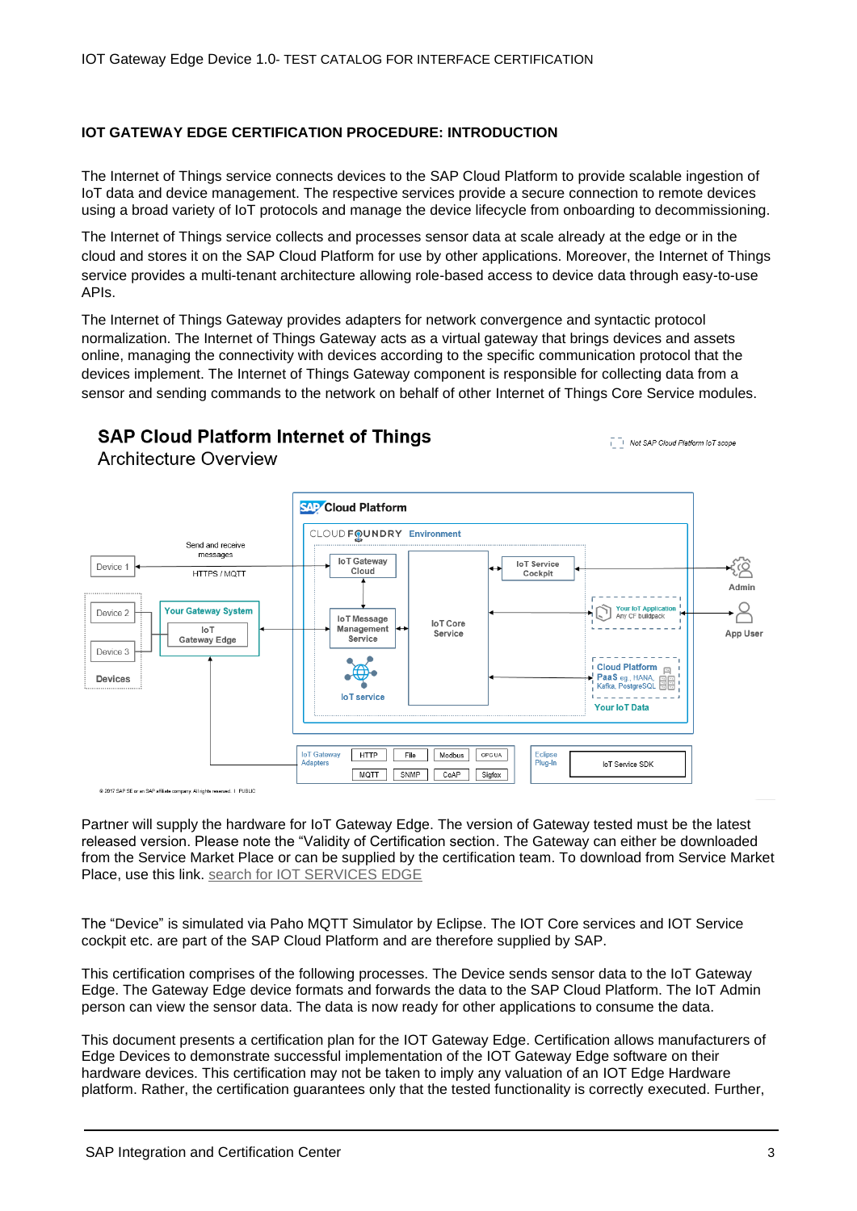**IOT GATEWAY EDGE CERTIFICATION PROCEDURE: INTRODUCTION**

The Internet of Things service connects devices to the SAP Cloud Platform to provide scalable ingestion of IoT data and device management. The respective services provide a secure connection to remote devices using a broad variety of IoT protocols and manage the device lifecycle from onboarding to decommissioning.

The Internet of Things service collects and processes sensor data at scale already at the edge or in the cloud and stores it on the SAP Cloud Platform for use by other applications. Moreover, the Internet of Things service provides a multi-tenant architecture allowing role-based access to device data through easy-to-use APIs.

The Internet of Things Gateway provides adapters for network convergence and syntactic protocol normalization. The Internet of Things Gateway acts as a virtual gateway that brings devices and assets online, managing the connectivity with devices according to the specific communication protocol that the devices implement. The Internet of Things Gateway component is responsible for collecting data from a sensor and sending commands to the network on behalf of other Internet of Things Core Service modules.

**SAP Cloud Platform Internet of Things**
Architecture Overview

Not SAP Cloud Platform IoT scope

Cloud Platform
CLOUD FOUNDRY Environment

Device 1 — Send and receive messages — HTTPS / MQTT — IoT Gateway Cloud

Device 2, Device 3 — Devices

Your Gateway System — IoT Gateway Edge

IoT Message Management Service

IoT service

IoT Core Service

IoT Service Cockpit — Admin

Your IoT Application — Any CF buildpack — App User

Cloud Platform PaaS e.g., HANA, Kafka, PostgreSQL — Your IoT Data

IoT Gateway Adapters: HTTP, File, Modbus, OPC UA, MQTT, SNMP, CoAP, Sigfox

Eclipse Plug-In — IoT Service SDK

© 2017 SAP SE or an SAP affiliate company. All rights reserved. | PUBLIC

Partner will supply the hardware for IoT Gateway Edge. The version of Gateway tested must be the latest released version. Please note the "Validity of Certification section. The Gateway can either be downloaded from the Service Market Place or can be supplied by the certification team. To download from Service Market Place, use this link. search for IOT SERVICES EDGE

The "Device" is simulated via Paho MQTT Simulator by Eclipse. The IOT Core services and IOT Service cockpit etc. are part of the SAP Cloud Platform and are therefore supplied by SAP.

This certification comprises of the following processes. The Device sends sensor data to the IoT Gateway Edge. The Gateway Edge device formats and forwards the data to the SAP Cloud Platform. The IoT Admin person can view the sensor data. The data is now ready for other applications to consume the data.

This document presents a certification plan for the IOT Gateway Edge. Certification allows manufacturers of Edge Devices to demonstrate successful implementation of the IOT Gateway Edge software on their hardware devices. This certification may not be taken to imply any valuation of an IOT Edge Hardware platform. Rather, the certification guarantees only that the tested functionality is correctly executed. Further,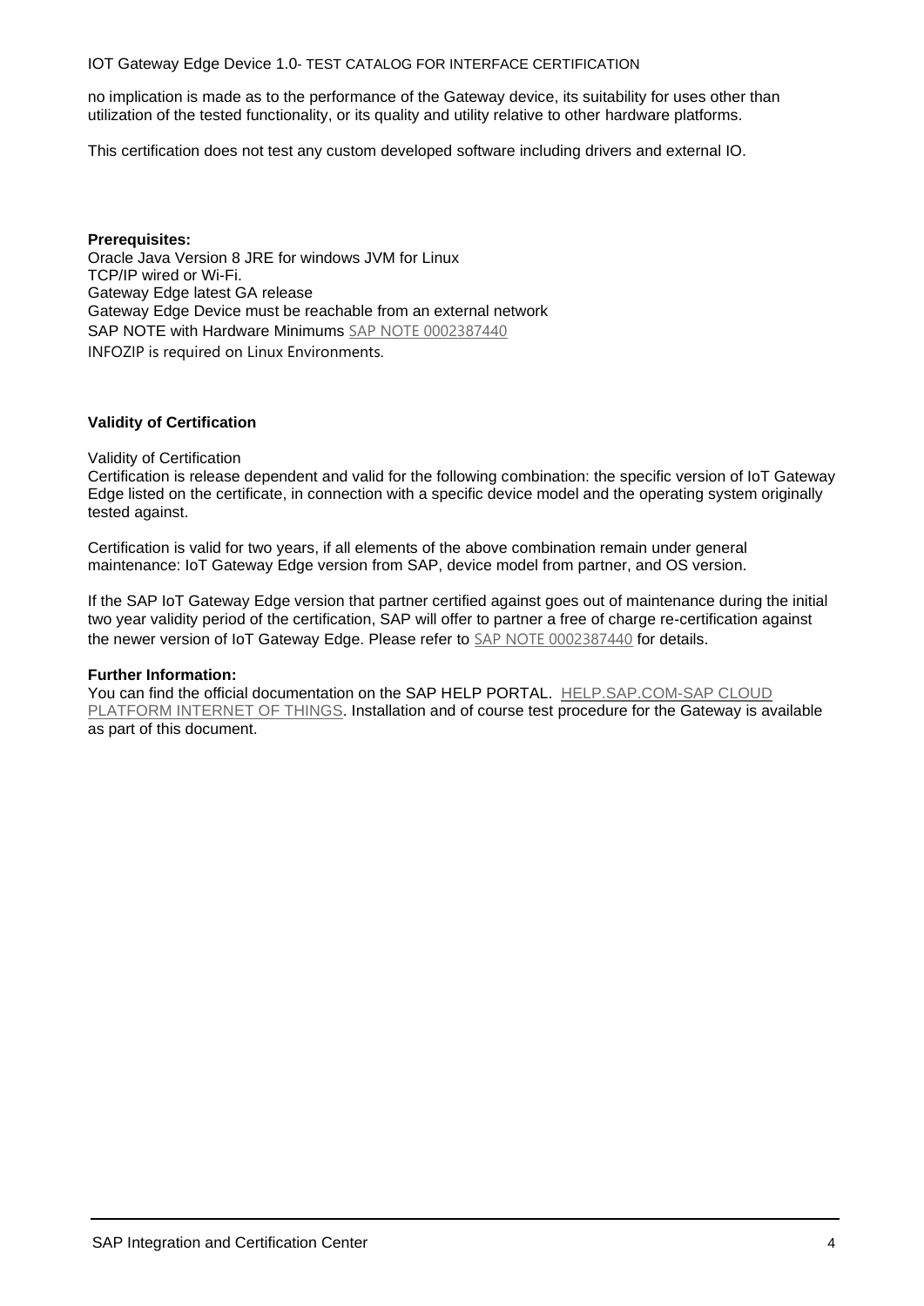no implication is made as to the performance of the Gateway device, its suitability for uses other than utilization of the tested functionality, or its quality and utility relative to other hardware platforms.

This certification does not test any custom developed software including drivers and external IO.

**Prerequisites:**
Oracle Java Version 8 JRE for windows JVM for Linux
TCP/IP wired or Wi-Fi.
Gateway Edge latest GA release
Gateway Edge Device must be reachable from an external network
SAP NOTE with Hardware Minimums SAP NOTE 0002387440
INFOZIP is required on Linux Environments.

**Validity of Certification**

Validity of Certification
Certification is release dependent and valid for the following combination: the specific version of IoT Gateway Edge listed on the certificate, in connection with a specific device model and the operating system originally tested against.

Certification is valid for two years, if all elements of the above combination remain under general maintenance: IoT Gateway Edge version from SAP, device model from partner, and OS version.

If the SAP IoT Gateway Edge version that partner certified against goes out of maintenance during the initial two year validity period of the certification, SAP will offer to partner a free of charge re-certification against the newer version of IoT Gateway Edge. Please refer to SAP NOTE 0002387440 for details.

**Further Information:**
You can find the official documentation on the SAP HELP PORTAL. HELP.SAP.COM-SAP CLOUD PLATFORM INTERNET OF THINGS. Installation and of course test procedure for the Gateway is available as part of this document.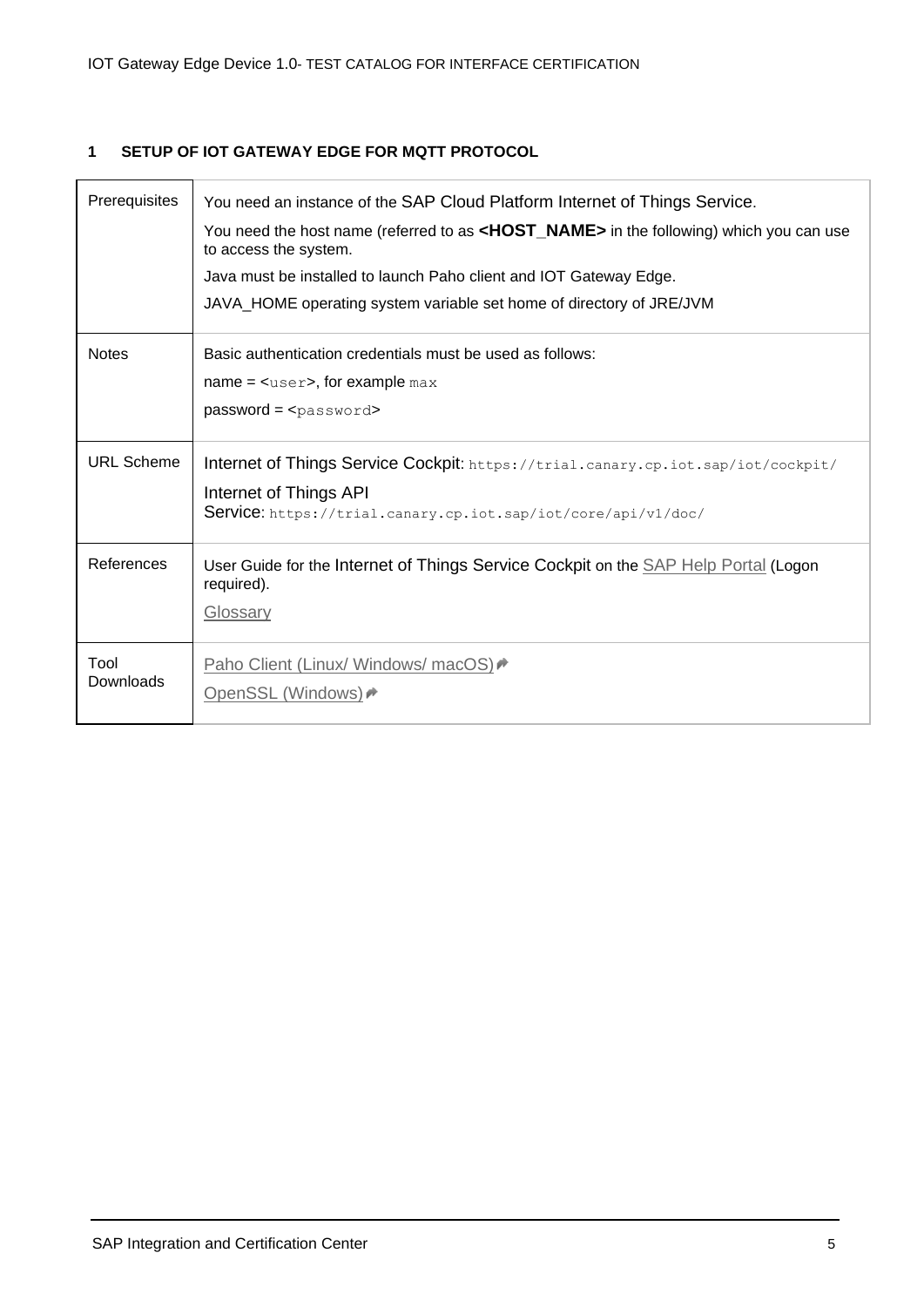# 1 SETUP OF IOT GATEWAY EDGE FOR MQTT PROTOCOL

| | |
|---|---|
| Prerequisites | You need an instance of the SAP Cloud Platform Internet of Things Service.<br>You need the host name (referred to as **<HOST_NAME>** in the following) which you can use to access the system.<br>Java must be installed to launch Paho client and IOT Gateway Edge.<br>JAVA_HOME operating system variable set home of directory of JRE/JVM |
| Notes | Basic authentication credentials must be used as follows:<br>name = <`user`>, for example `max`<br>password = <`password`> |
| URL Scheme | Internet of Things Service Cockpit: `https://trial.canary.cp.iot.sap/iot/cockpit/`<br>Internet of Things API Service: `https://trial.canary.cp.iot.sap/iot/core/api/v1/doc/` |
| References | User Guide for the Internet of Things Service Cockpit on the SAP Help Portal (Logon required).<br>Glossary |
| Tool Downloads | Paho Client (Linux/ Windows/ macOS)<br>OpenSSL (Windows) |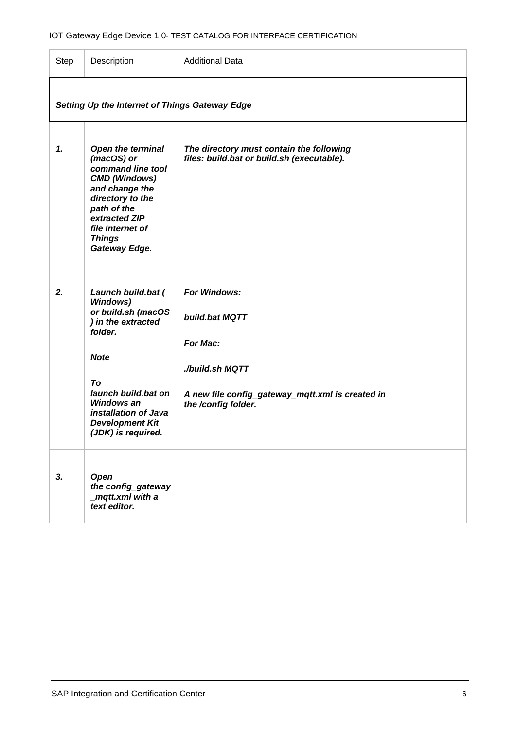| Step | Description | Additional Data |
|---|---|---|
| ***Setting Up the Internet of Things Gateway Edge*** | | |
| ***1.*** | ***Open the terminal (macOS) or command line tool CMD (Windows) and change the directory to the path of the extracted ZIP file Internet of Things Gateway Edge.*** | ***The directory must contain the following files: build.bat or build.sh (executable).*** |
| ***2.*** | ***Launch build.bat ( Windows) or build.sh (macOS ) in the extracted folder.*** <br><br> ***Note*** <br><br> ***To launch build.bat on Windows an installation of Java Development Kit (JDK) is required.*** | ***For Windows:*** <br><br> ***build.bat MQTT*** <br><br> ***For Mac:*** <br><br> ***./build.sh MQTT*** <br><br> ***A new file config_gateway_mqtt.xml is created in the /config folder.*** |
| ***3.*** | ***Open the config_gateway_mqtt.xml with a text editor.*** | |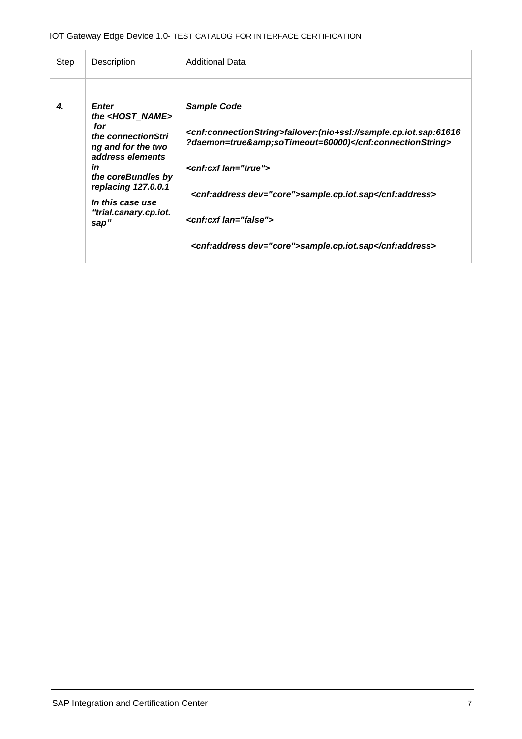| Step | Description | Additional Data |
|---|---|---|
| ***4.*** | ***Enter the <HOST_NAME> for the connectionString and for the two address elements in the coreBundles by replacing 127.0.0.1 In this case use "trial.canary.cp.iot.sap"*** | ***Sample Code*** <br><br> ***<cnf:connectionString>failover:(nio+ssl://sample.cp.iot.sap:61616?daemon=true&amp;soTimeout=60000)</cnf:connectionString>*** <br><br> ***<cnf:cxf lan="true">*** <br><br> ***<cnf:address dev="core">sample.cp.iot.sap</cnf:address>*** <br><br> ***<cnf:cxf lan="false">*** <br><br> ***<cnf:address dev="core">sample.cp.iot.sap</cnf:address>*** |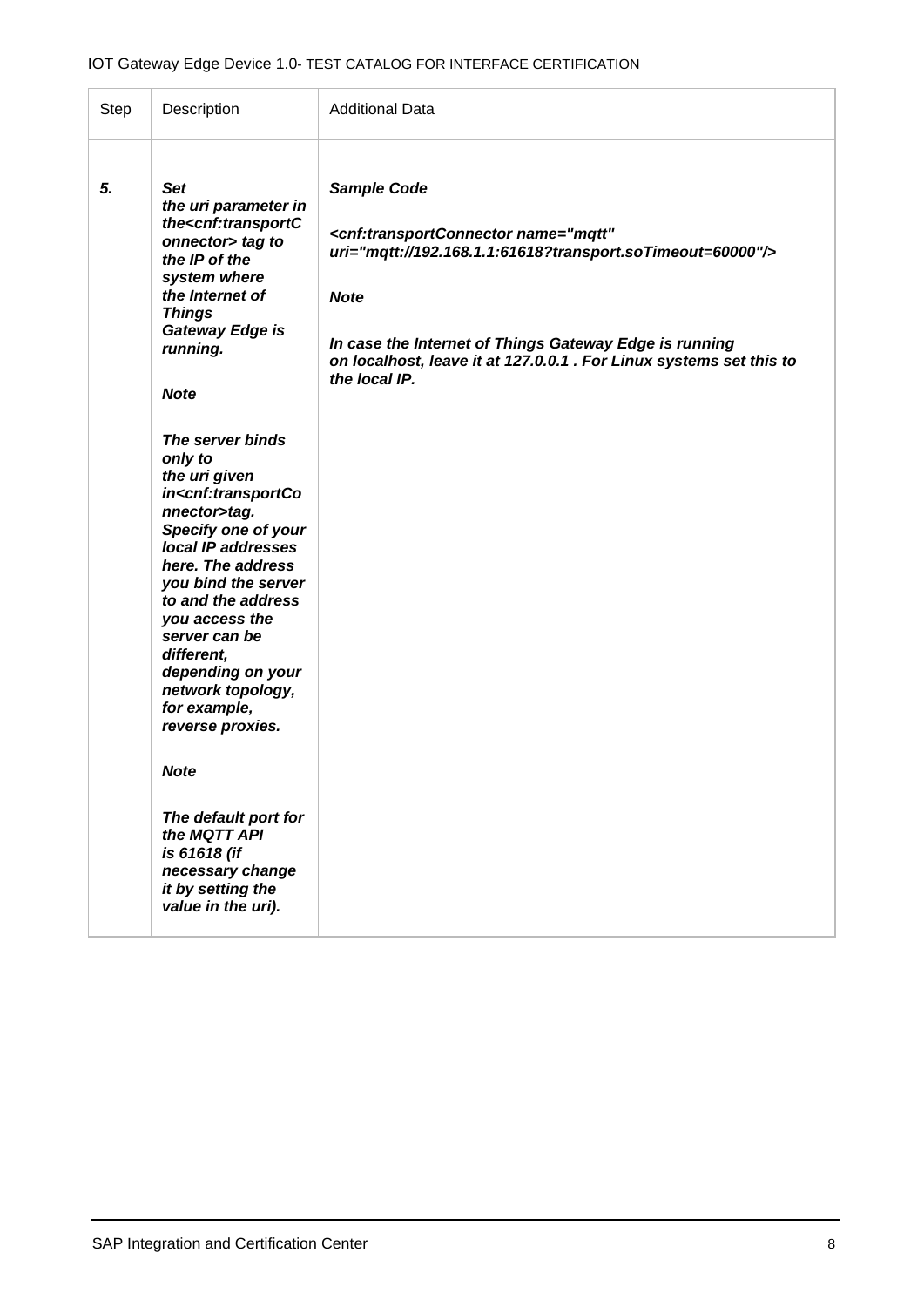| Step | Description | Additional Data |
| --- | --- | --- |
| ***5.*** | ***Set the uri parameter in the<cnf:transportConnector> tag to the IP of the system where the Internet of Things Gateway Edge is running.***<br><br>***Note***<br><br>***The server binds only to the uri given in<cnf:transportConnector>tag. Specify one of your local IP addresses here. The address you bind the server to and the address you access the server can be different, depending on your network topology, for example, reverse proxies.***<br><br>***Note***<br><br>***The default port for the MQTT API is 61618 (if necessary change it by setting the value in the uri).*** | ***Sample Code***<br><br>***<cnf:transportConnector name="mqtt" uri="mqtt://192.168.1.1:61618?transport.soTimeout=60000"/>***<br><br>***Note***<br><br>***In case the Internet of Things Gateway Edge is running on localhost, leave it at 127.0.0.1 . For Linux systems set this to the local IP.*** |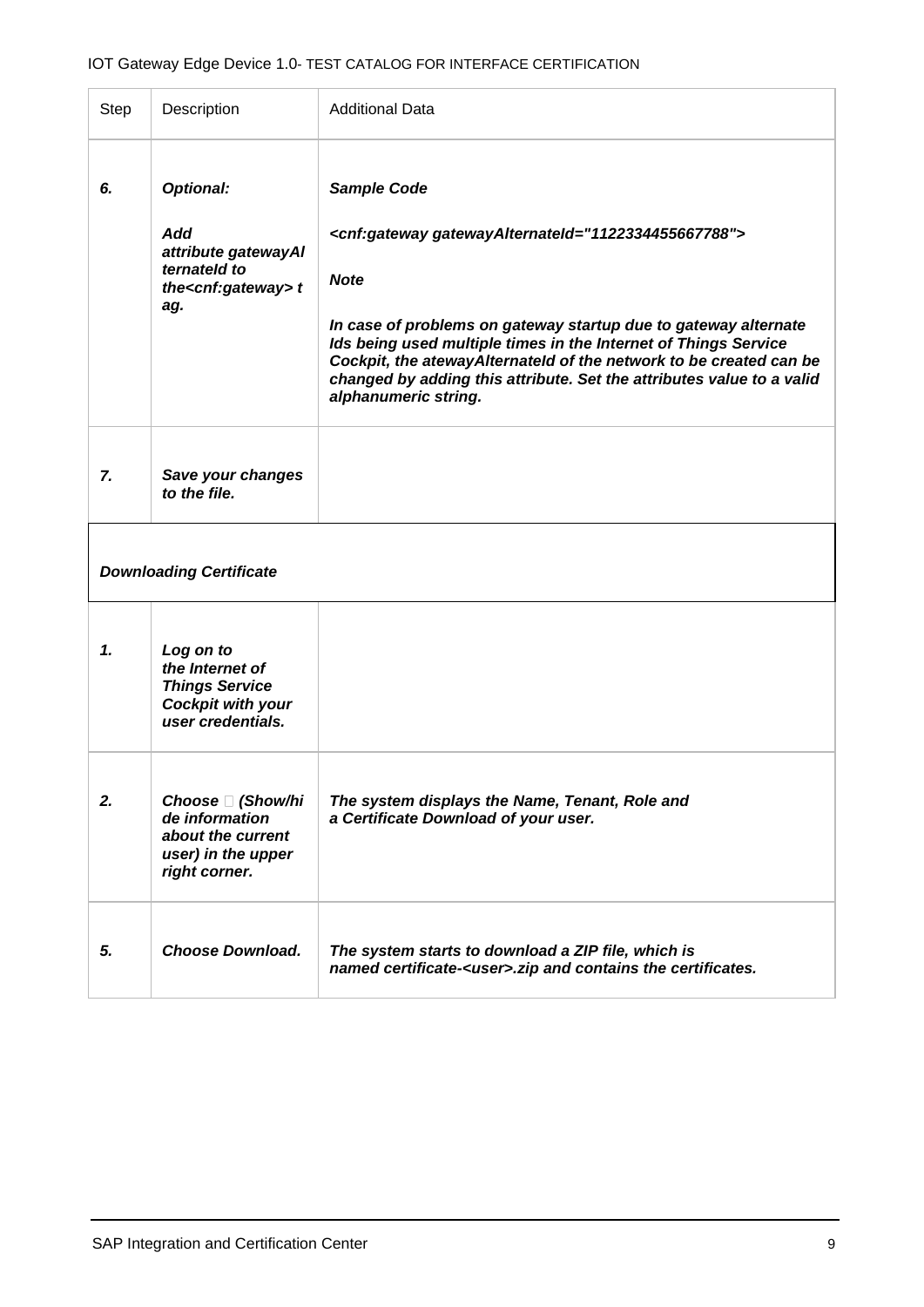| Step | Description | Additional Data |
| --- | --- | --- |
| ***6.*** | ***Optional:*** <br><br> ***Add attribute gatewayAlternateId to the<cnf:gateway> tag.*** | ***Sample Code*** <br><br> ***<cnf:gateway gatewayAlternateId="1122334455667788">*** <br><br> ***Note*** <br><br> ***In case of problems on gateway startup due to gateway alternate Ids being used multiple times in the Internet of Things Service Cockpit, the atewayAlternateId of the network to be created can be changed by adding this attribute. Set the attributes value to a valid alphanumeric string.*** |
| ***7.*** | ***Save your changes to the file.*** | |
| ***Downloading Certificate*** | | |
| ***1.*** | ***Log on to the Internet of Things Service Cockpit with your user credentials.*** | |
| ***2.*** | ***Choose  (Show/hide information about the current user) in the upper right corner.*** | ***The system displays the Name, Tenant, Role and a Certificate Download of your user.*** |
| ***5.*** | ***Choose Download.*** | ***The system starts to download a ZIP file, which is named certificate-<user>.zip and contains the certificates.*** |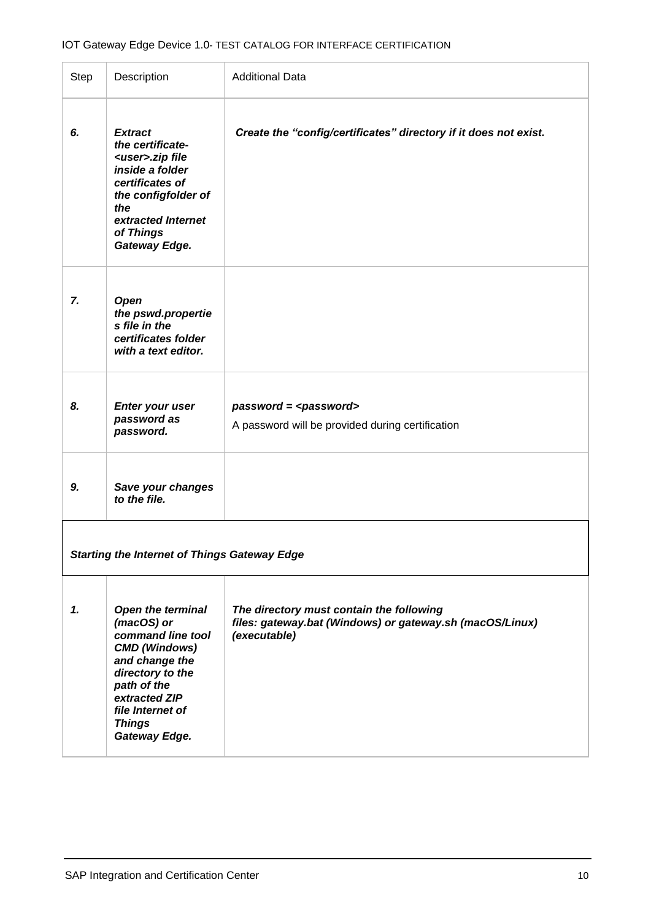| Step | Description | Additional Data |
|---|---|---|
| ***6.*** | ***Extract the certificate-<user>.zip file inside a folder certificates of the configfolder of the extracted Internet of Things Gateway Edge.*** | ***Create the "config/certificates" directory if it does not exist.*** |
| ***7.*** | ***Open the pswd.properties file in the certificates folder with a text editor.*** | |
| ***8.*** | ***Enter your user password as password.*** | ***password = <password>*** A password will be provided during certification |
| ***9.*** | ***Save your changes to the file.*** | |
| ***Starting the Internet of Things Gateway Edge*** | | |
| ***1.*** | ***Open the terminal (macOS) or command line tool CMD (Windows) and change the directory to the path of the extracted ZIP file Internet of Things Gateway Edge.*** | ***The directory must contain the following files: gateway.bat (Windows) or gateway.sh (macOS/Linux) (executable)*** |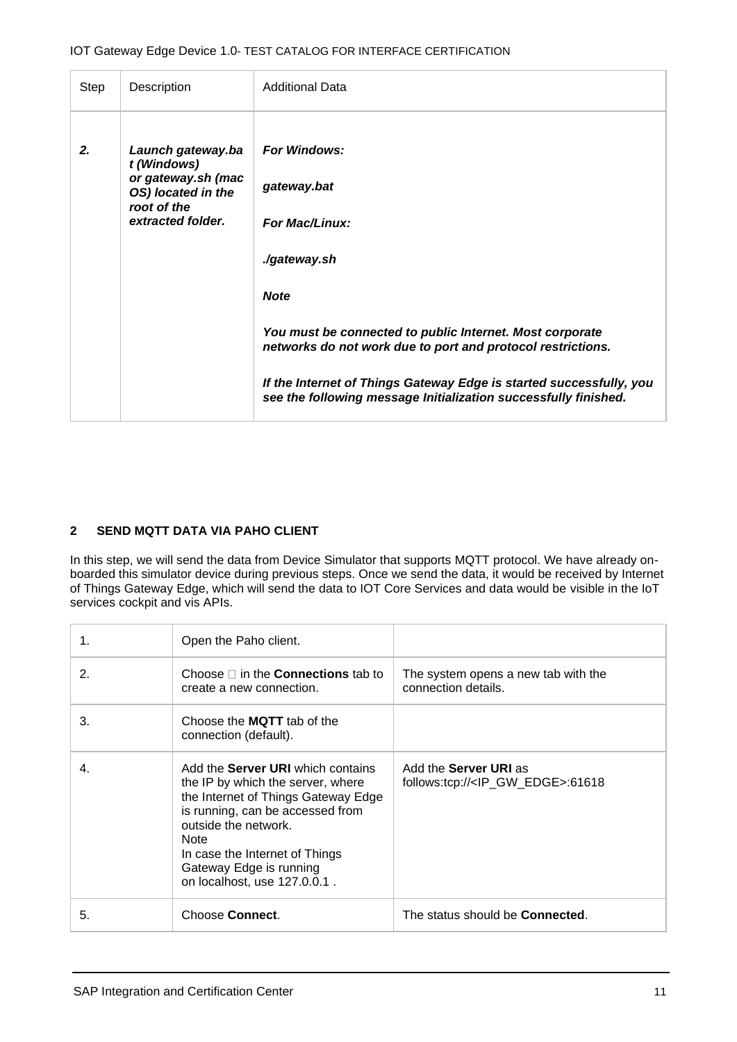| Step | Description | Additional Data |
|---|---|---|
| ***2.*** | ***Launch gateway.bat (Windows) or gateway.sh (mac OS) located in the root of the extracted folder.*** | ***For Windows:***<br><br>***gateway.bat***<br><br>***For Mac/Linux:***<br><br>***./gateway.sh***<br><br>***Note***<br><br>***You must be connected to public Internet. Most corporate networks do not work due to port and protocol restrictions.***<br><br>***If the Internet of Things Gateway Edge is started successfully, you see the following message Initialization successfully finished.*** |

## 2 SEND MQTT DATA VIA PAHO CLIENT

In this step, we will send the data from Device Simulator that supports MQTT protocol. We have already on-boarded this simulator device during previous steps. Once we send the data, it would be received by Internet of Things Gateway Edge, which will send the data to IOT Core Services and data would be visible in the IoT services cockpit and vis APIs.

| | | |
|---|---|---|
| 1. | Open the Paho client. | |
| 2. | Choose  in the **Connections** tab to create a new connection. | The system opens a new tab with the connection details. |
| 3. | Choose the **MQTT** tab of the connection (default). | |
| 4. | Add the **Server URI** which contains the IP by which the server, where the Internet of Things Gateway Edge is running, can be accessed from outside the network.<br>Note<br>In case the Internet of Things Gateway Edge is running on localhost, use 127.0.0.1 . | Add the **Server URI** as follows:tcp://<IP_GW_EDGE>:61618 |
| 5. | Choose **Connect**. | The status should be **Connected**. |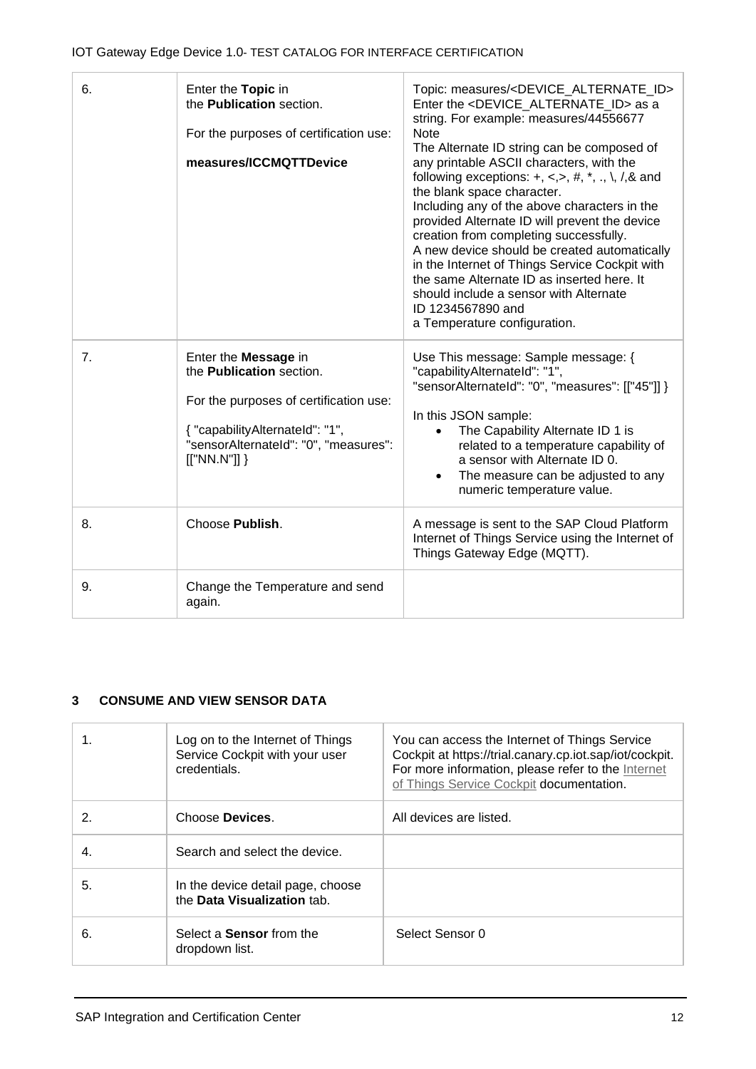| | | |
|---|---|---|
| 6. | Enter the **Topic** in the **Publication** section.<br><br>For the purposes of certification use:<br><br>**measures/ICCMQTTDevice** | Topic: measures/<DEVICE_ALTERNATE_ID><br>Enter the <DEVICE_ALTERNATE_ID> as a string. For example: measures/44556677<br>Note<br>The Alternate ID string can be composed of any printable ASCII characters, with the following exceptions: +, <,>, #, *, ., \, /,& and the blank space character.<br>Including any of the above characters in the provided Alternate ID will prevent the device creation from completing successfully.<br>A new device should be created automatically in the Internet of Things Service Cockpit with the same Alternate ID as inserted here. It should include a sensor with Alternate ID 1234567890 and a Temperature configuration. |
| 7. | Enter the **Message** in the **Publication** section.<br><br>For the purposes of certification use:<br><br>{ "capabilityAlternateId": "1", "sensorAlternateId": "0", "measures": [["NN.N"]] } | Use This message: Sample message: { "capabilityAlternateId": "1", "sensorAlternateId": "0", "measures": [["45"]] }<br><br>In this JSON sample:<br>• The Capability Alternate ID 1 is related to a temperature capability of a sensor with Alternate ID 0.<br>• The measure can be adjusted to any numeric temperature value. |
| 8. | Choose **Publish**. | A message is sent to the SAP Cloud Platform Internet of Things Service using the Internet of Things Gateway Edge (MQTT). |
| 9. | Change the Temperature and send again. | |

## 3 CONSUME AND VIEW SENSOR DATA

| | | |
|---|---|---|
| 1. | Log on to the Internet of Things Service Cockpit with your user credentials. | You can access the Internet of Things Service Cockpit at https://trial.canary.cp.iot.sap/iot/cockpit. For more information, please refer to the Internet of Things Service Cockpit documentation. |
| 2. | Choose **Devices**. | All devices are listed. |
| 4. | Search and select the device. | |
| 5. | In the device detail page, choose the **Data Visualization** tab. | |
| 6. | Select a **Sensor** from the dropdown list. | Select Sensor 0 |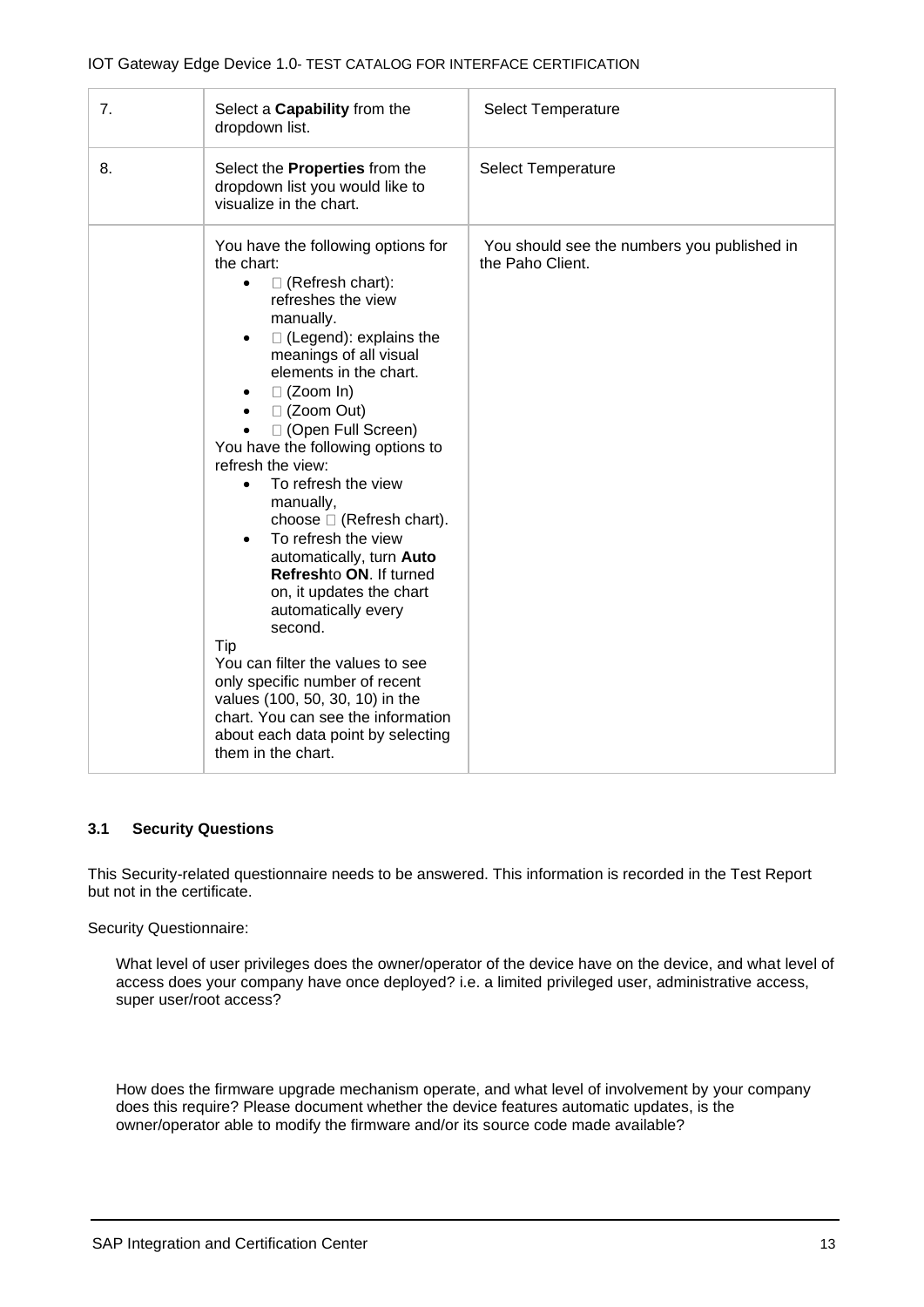| | | |
|---|---|---|
| 7. | Select a **Capability** from the dropdown list. | Select Temperature |
| 8. | Select the **Properties** from the dropdown list you would like to visualize in the chart. | Select Temperature |
| | You have the following options for the chart:<br>• □ (Refresh chart): refreshes the view manually.<br>• □ (Legend): explains the meanings of all visual elements in the chart.<br>• □ (Zoom In)<br>• □ (Zoom Out)<br>• □ (Open Full Screen)<br>You have the following options to refresh the view:<br>• To refresh the view manually, choose □ (Refresh chart).<br>• To refresh the view automatically, turn **Auto Refresh**to **ON**. If turned on, it updates the chart automatically every second.<br>Tip<br>You can filter the values to see only specific number of recent values (100, 50, 30, 10) in the chart. You can see the information about each data point by selecting them in the chart. | You should see the numbers you published in the Paho Client. |

### 3.1 Security Questions

This Security-related questionnaire needs to be answered. This information is recorded in the Test Report but not in the certificate.

Security Questionnaire:

What level of user privileges does the owner/operator of the device have on the device, and what level of access does your company have once deployed? i.e. a limited privileged user, administrative access, super user/root access?

How does the firmware upgrade mechanism operate, and what level of involvement by your company does this require? Please document whether the device features automatic updates, is the owner/operator able to modify the firmware and/or its source code made available?